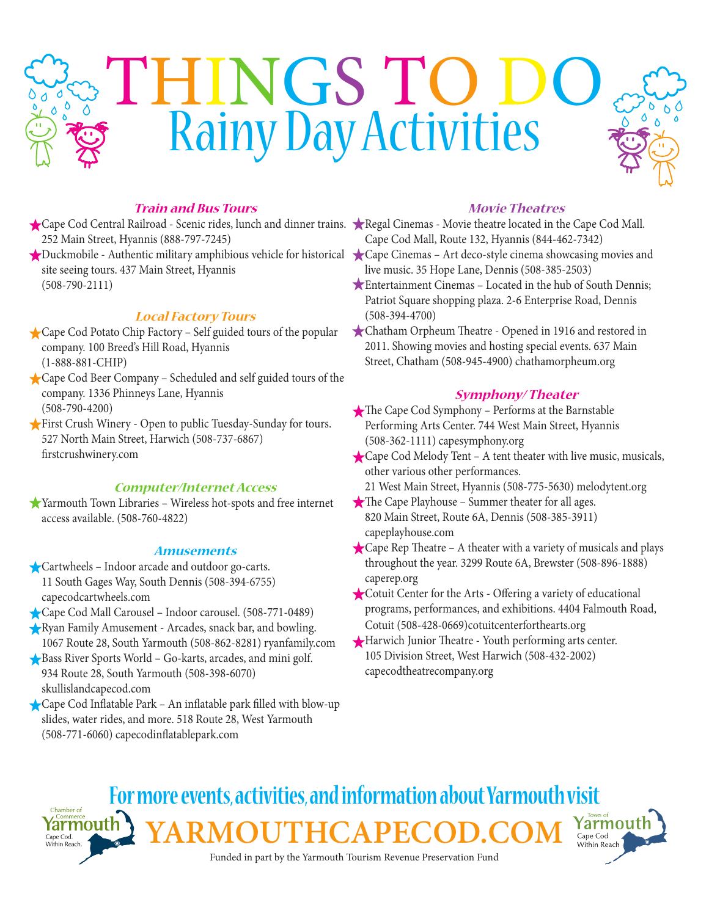# THINGS TO DO
## Rainy Day Activities

### *Train and Bus Tours*

- Cape Cod Central Railroad - Scenic rides, lunch and dinner trains. 252 Main Street, Hyannis (888-797-7245)
- Duckmobile - Authentic military amphibious vehicle for historical site seeing tours. 437 Main Street, Hyannis (508-790-2111)

### *Local Factory Tours*

- Cape Cod Potato Chip Factory – Self guided tours of the popular company. 100 Breed's Hill Road, Hyannis (1-888-881-CHIP)
- Cape Cod Beer Company – Scheduled and self guided tours of the company. 1336 Phinneys Lane, Hyannis (508-790-4200)
- First Crush Winery - Open to public Tuesday-Sunday for tours. 527 North Main Street, Harwich (508-737-6867) firstcrushwinery.com

### *Computer/Internet Access*

- Yarmouth Town Libraries – Wireless hot-spots and free internet access available. (508-760-4822)

### *Amusements*

- Cartwheels – Indoor arcade and outdoor go-carts. 11 South Gages Way, South Dennis (508-394-6755) capecodcartwheels.com
- Cape Cod Mall Carousel – Indoor carousel. (508-771-0489)
- Ryan Family Amusement - Arcades, snack bar, and bowling. 1067 Route 28, South Yarmouth (508-862-8281) ryanfamily.com
- Bass River Sports World – Go-karts, arcades, and mini golf. 934 Route 28, South Yarmouth (508-398-6070) skullislandcapecod.com
- Cape Cod Inflatable Park – An inflatable park filled with blow-up slides, water rides, and more. 518 Route 28, West Yarmouth (508-771-6060) capecodinflatablepark.com

### *Movie Theatres*

- Regal Cinemas - Movie theatre located in the Cape Cod Mall. Cape Cod Mall, Route 132, Hyannis (844-462-7342)
- Cape Cinemas – Art deco-style cinema showcasing movies and live music. 35 Hope Lane, Dennis (508-385-2503)
- Entertainment Cinemas – Located in the hub of South Dennis; Patriot Square shopping plaza. 2-6 Enterprise Road, Dennis (508-394-4700)
- Chatham Orpheum Theatre - Opened in 1916 and restored in 2011. Showing movies and hosting special events. 637 Main Street, Chatham (508-945-4900) chathamorpheum.org

### *Symphony/Theater*

- The Cape Cod Symphony – Performs at the Barnstable Performing Arts Center. 744 West Main Street, Hyannis (508-362-1111) capesymphony.org
- Cape Cod Melody Tent – A tent theater with live music, musicals, other various other performances. 21 West Main Street, Hyannis (508-775-5630) melodytent.org
- The Cape Playhouse – Summer theater for all ages. 820 Main Street, Route 6A, Dennis (508-385-3911) capeplayhouse.com
- Cape Rep Theatre – A theater with a variety of musicals and plays throughout the year. 3299 Route 6A, Brewster (508-896-1888) caperep.org
- Cotuit Center for the Arts - Offering a variety of educational programs, performances, and exhibitions. 4404 Falmouth Road, Cotuit (508-428-0669)cotuitcenterforthearts.org
- Harwich Junior Theatre - Youth performing arts center. 105 Division Street, West Harwich (508-432-2002) capecodtheatrecompany.org

**For more events, activities, and information about Yarmouth visit**

**YARMOUTHCAPECOD.COM**

Chamber of Commerce Yarmouth Cape Cod. Within Reach.

Town of Yarmouth Cape Cod Within Reach

Funded in part by the Yarmouth Tourism Revenue Preservation Fund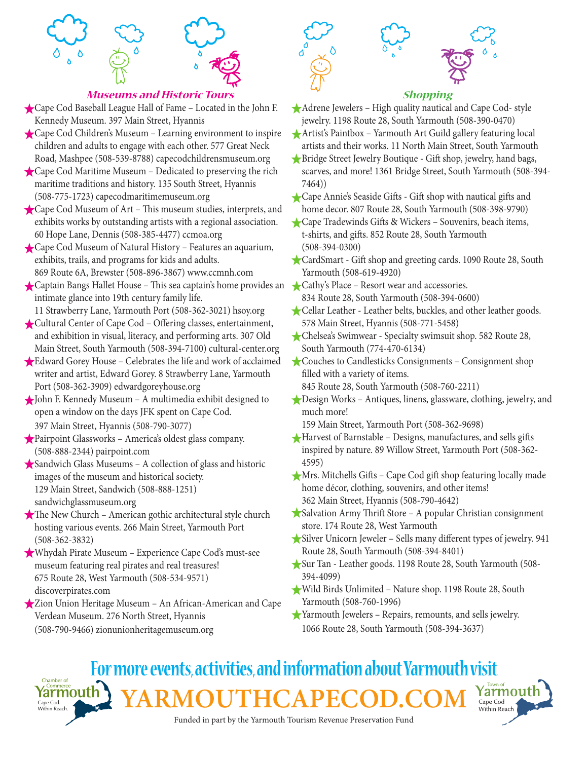## Museums and Historic Tours

- Cape Cod Baseball League Hall of Fame – Located in the John F. Kennedy Museum. 397 Main Street, Hyannis
- Cape Cod Children's Museum – Learning environment to inspire children and adults to engage with each other. 577 Great Neck Road, Mashpee (508-539-8788) capecodchildrensmuseum.org
- Cape Cod Maritime Museum – Dedicated to preserving the rich maritime traditions and history. 135 South Street, Hyannis (508-775-1723) capecodmaritimemuseum.org
- Cape Cod Museum of Art – This museum studies, interprets, and exhibits works by outstanding artists with a regional association. 60 Hope Lane, Dennis (508-385-4477) ccmoa.org
- Cape Cod Museum of Natural History – Features an aquarium, exhibits, trails, and programs for kids and adults. 869 Route 6A, Brewster (508-896-3867) www.ccmnh.com
- Captain Bangs Hallet House – This sea captain's home provides an intimate glance into 19th century family life. 11 Strawberry Lane, Yarmouth Port (508-362-3021) hsoy.org
- Cultural Center of Cape Cod – Offering classes, entertainment, and exhibition in visual, literacy, and performing arts. 307 Old Main Street, South Yarmouth (508-394-7100) cultural-center.org
- Edward Gorey House – Celebrates the life and work of acclaimed writer and artist, Edward Gorey. 8 Strawberry Lane, Yarmouth Port (508-362-3909) edwardgoreyhouse.org
- John F. Kennedy Museum – A multimedia exhibit designed to open a window on the days JFK spent on Cape Cod. 397 Main Street, Hyannis (508-790-3077)
- Pairpoint Glassworks – America's oldest glass company. (508-888-2344) pairpoint.com
- Sandwich Glass Museums – A collection of glass and historic images of the museum and historical society. 129 Main Street, Sandwich (508-888-1251) sandwichglassmuseum.org
- The New Church – American gothic architectural style church hosting various events. 266 Main Street, Yarmouth Port (508-362-3832)
- Whydah Pirate Museum – Experience Cape Cod's must-see museum featuring real pirates and real treasures! 675 Route 28, West Yarmouth (508-534-9571) discoverpirates.com
- Zion Union Heritage Museum – An African-American and Cape Verdean Museum. 276 North Street, Hyannis (508-790-9466) zionunionheritagemuseum.org

## Shopping

- Adrene Jewelers – High quality nautical and Cape Cod- style jewelry. 1198 Route 28, South Yarmouth (508-390-0470)
- Artist's Paintbox – Yarmouth Art Guild gallery featuring local artists and their works. 11 North Main Street, South Yarmouth
- Bridge Street Jewelry Boutique - Gift shop, jewelry, hand bags, scarves, and more! 1361 Bridge Street, South Yarmouth (508-394-7464))
- Cape Annie's Seaside Gifts - Gift shop with nautical gifts and home decor. 807 Route 28, South Yarmouth (508-398-9790)
- Cape Tradewinds Gifts & Wickers – Souvenirs, beach items, t-shirts, and gifts. 852 Route 28, South Yarmouth (508-394-0300)
- CardSmart - Gift shop and greeting cards. 1090 Route 28, South Yarmouth (508-619-4920)
- Cathy's Place – Resort wear and accessories. 834 Route 28, South Yarmouth (508-394-0600)
- Cellar Leather - Leather belts, buckles, and other leather goods. 578 Main Street, Hyannis (508-771-5458)
- Chelsea's Swimwear - Specialty swimsuit shop. 582 Route 28, South Yarmouth (774-470-6134)
- Couches to Candlesticks Consignments – Consignment shop filled with a variety of items. 845 Route 28, South Yarmouth (508-760-2211)
- Design Works – Antiques, linens, glassware, clothing, jewelry, and much more! 159 Main Street, Yarmouth Port (508-362-9698)
- Harvest of Barnstable – Designs, manufactures, and sells gifts inspired by nature. 89 Willow Street, Yarmouth Port (508-362-4595)
- Mrs. Mitchells Gifts – Cape Cod gift shop featuring locally made home décor, clothing, souvenirs, and other items! 362 Main Street, Hyannis (508-790-4642)
- Salvation Army Thrift Store – A popular Christian consignment store. 174 Route 28, West Yarmouth
- Silver Unicorn Jeweler – Sells many different types of jewelry. 941 Route 28, South Yarmouth (508-394-8401)
- Sur Tan - Leather goods. 1198 Route 28, South Yarmouth (508-394-4099)
- Wild Birds Unlimited – Nature shop. 1198 Route 28, South Yarmouth (508-760-1996)
- Yarmouth Jewelers – Repairs, remounts, and sells jewelry. 1066 Route 28, South Yarmouth (508-394-3637)

**For more events, activities, and information about Yarmouth visit**

**YARMOUTHCAPECOD.COM**

Chamber of Commerce Yarmouth Cape Cod. Within Reach.

Town of Yarmouth Cape Cod Within Reach

Funded in part by the Yarmouth Tourism Revenue Preservation Fund